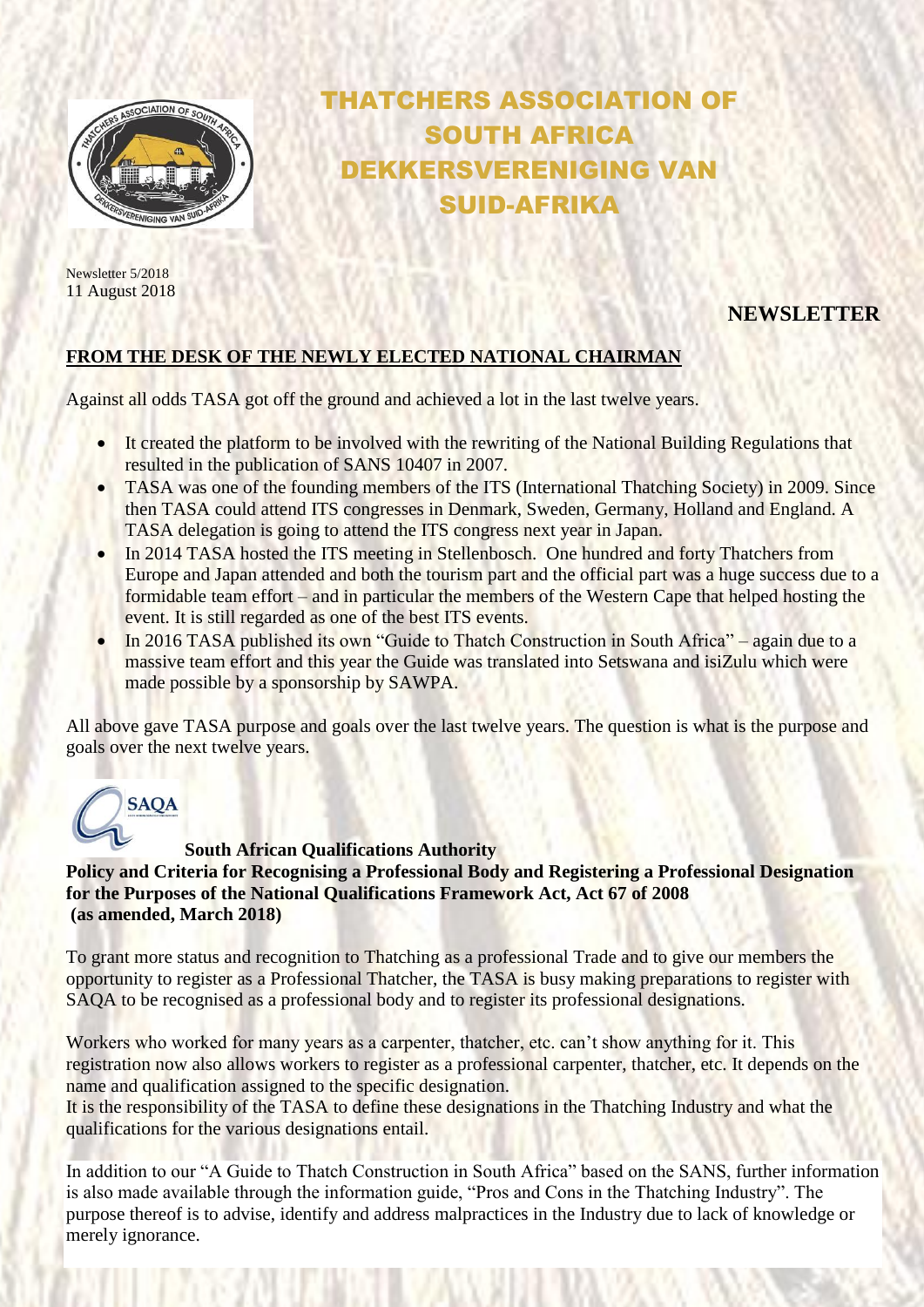# THATCHERS ASSOCIATION OF SOUTH AFRICA
# DEKKERSVERENIGING VAN SUID-AFRIKA

Newsletter 5/2018
11 August 2018

## NEWSLETTER

### FROM THE DESK OF THE NEWLY ELECTED NATIONAL CHAIRMAN

Against all odds TASA got off the ground and achieved a lot in the last twelve years.

- It created the platform to be involved with the rewriting of the National Building Regulations that resulted in the publication of SANS 10407 in 2007.
- TASA was one of the founding members of the ITS (International Thatching Society) in 2009. Since then TASA could attend ITS congresses in Denmark, Sweden, Germany, Holland and England. A TASA delegation is going to attend the ITS congress next year in Japan.
- In 2014 TASA hosted the ITS meeting in Stellenbosch. One hundred and forty Thatchers from Europe and Japan attended and both the tourism part and the official part was a huge success due to a formidable team effort – and in particular the members of the Western Cape that helped hosting the event. It is still regarded as one of the best ITS events.
- In 2016 TASA published its own "Guide to Thatch Construction in South Africa" – again due to a massive team effort and this year the Guide was translated into Setswana and isiZulu which were made possible by a sponsorship by SAWPA.

All above gave TASA purpose and goals over the last twelve years. The question is what is the purpose and goals over the next twelve years.

**South African Qualifications Authority**

**Policy and Criteria for Recognising a Professional Body and Registering a Professional Designation for the Purposes of the National Qualifications Framework Act, Act 67 of 2008 (as amended, March 2018)**

To grant more status and recognition to Thatching as a professional Trade and to give our members the opportunity to register as a Professional Thatcher, the TASA is busy making preparations to register with SAQA to be recognised as a professional body and to register its professional designations.

Workers who worked for many years as a carpenter, thatcher, etc. can't show anything for it. This registration now also allows workers to register as a professional carpenter, thatcher, etc. It depends on the name and qualification assigned to the specific designation.
It is the responsibility of the TASA to define these designations in the Thatching Industry and what the qualifications for the various designations entail.

In addition to our "A Guide to Thatch Construction in South Africa" based on the SANS, further information is also made available through the information guide, "Pros and Cons in the Thatching Industry". The purpose thereof is to advise, identify and address malpractices in the Industry due to lack of knowledge or merely ignorance.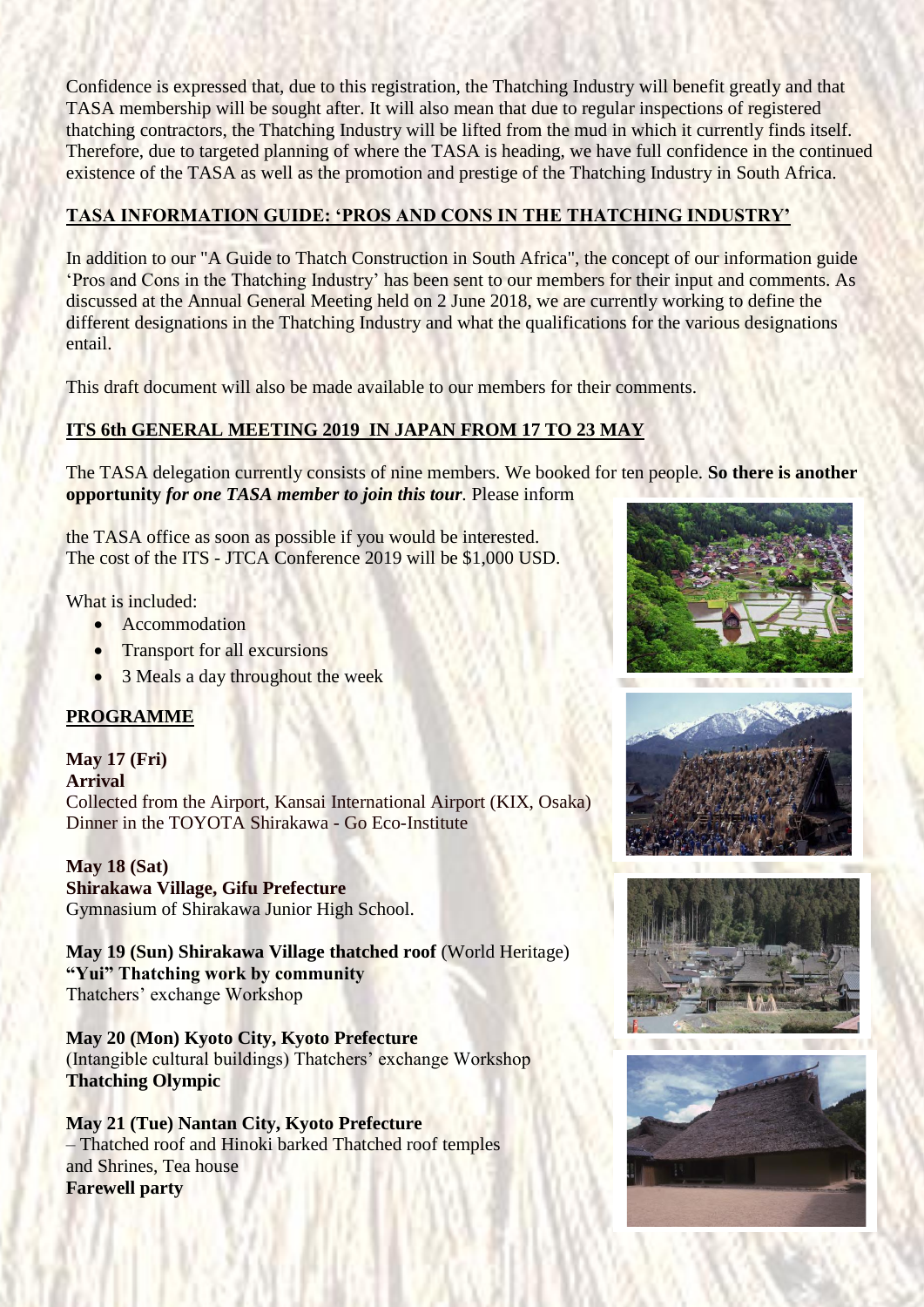Confidence is expressed that, due to this registration, the Thatching Industry will benefit greatly and that TASA membership will be sought after. It will also mean that due to regular inspections of registered thatching contractors, the Thatching Industry will be lifted from the mud in which it currently finds itself. Therefore, due to targeted planning of where the TASA is heading, we have full confidence in the continued existence of the TASA as well as the promotion and prestige of the Thatching Industry in South Africa.

## TASA INFORMATION GUIDE: 'PROS AND CONS IN THE THATCHING INDUSTRY'

In addition to our "A Guide to Thatch Construction in South Africa", the concept of our information guide 'Pros and Cons in the Thatching Industry' has been sent to our members for their input and comments. As discussed at the Annual General Meeting held on 2 June 2018, we are currently working to define the different designations in the Thatching Industry and what the qualifications for the various designations entail.

This draft document will also be made available to our members for their comments.

## ITS 6th GENERAL MEETING 2019 IN JAPAN FROM 17 TO 23 MAY

The TASA delegation currently consists of nine members. We booked for ten people. **So there is another opportunity** ***for one TASA member to join this tour***. Please inform the TASA office as soon as possible if you would be interested. The cost of the ITS - JTCA Conference 2019 will be $1,000 USD.

What is included:

- Accommodation
- Transport for all excursions
- 3 Meals a day throughout the week

## PROGRAMME

**May 17 (Fri)**
**Arrival**
Collected from the Airport, Kansai International Airport (KIX, Osaka)
Dinner in the TOYOTA Shirakawa - Go Eco-Institute

**May 18 (Sat)**
**Shirakawa Village, Gifu Prefecture**
Gymnasium of Shirakawa Junior High School.

**May 19 (Sun) Shirakawa Village thatched roof** (World Heritage)
**"Yui" Thatching work by community**
Thatchers' exchange Workshop

**May 20 (Mon) Kyoto City, Kyoto Prefecture**
(Intangible cultural buildings) Thatchers' exchange Workshop
**Thatching Olympic**

**May 21 (Tue) Nantan City, Kyoto Prefecture**
– Thatched roof and Hinoki barked Thatched roof temples and Shrines, Tea house
**Farewell party**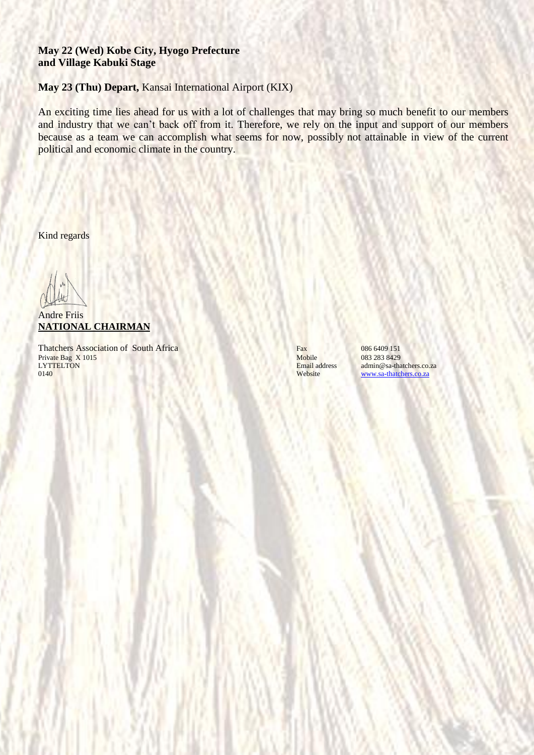**May 22 (Wed) Kobe City, Hyogo Prefecture and Village Kabuki Stage**

**May 23 (Thu) Depart,** Kansai International Airport (KIX)

An exciting time lies ahead for us with a lot of challenges that may bring so much benefit to our members and industry that we can't back off from it. Therefore, we rely on the input and support of our members because as a team we can accomplish what seems for now, possibly not attainable in view of the current political and economic climate in the country.

Kind regards

Andre Friis
**NATIONAL CHAIRMAN**

Thatchers Association of South Africa
Private Bag X 1015
LYTTELTON
0140

Fax 086 6409 151
Mobile 083 283 8429
Email address admin@sa-thatchers.co.za
Website www.sa-thatchers.co.za